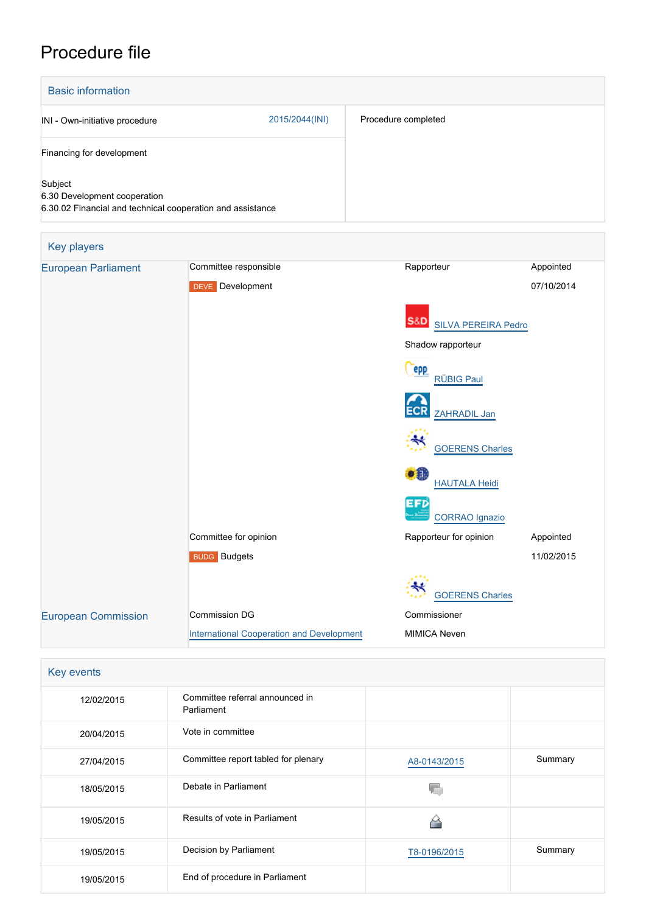# Procedure file

## Basic information

| | | |
|---|---|---|
| INI - Own-initiative procedure | 2015/2044(INI) | Procedure completed |
| Financing for development | | |
| Subject<br>6.30 Development cooperation<br>6.30.02 Financial and technical cooperation and assistance | | |

## Key players

| | | | |
|---|---|---|---|
| European Parliament | Committee responsible | Rapporteur | Appointed |
| | DEVE Development | | 07/10/2014 |
| | | S&D SILVA PEREIRA Pedro | |
| | | Shadow rapporteur | |
| | | EPP RÜBIG Paul | |
| | | ECR ZAHRADIL Jan | |
| | | GOERENS Charles | |
| | | HAUTALA Heidi | |
| | | EFD CORRAO Ignazio | |
| | Committee for opinion | Rapporteur for opinion | Appointed |
| | BUDG Budgets | | 11/02/2015 |
| | | GOERENS Charles | |
| European Commission | Commission DG | Commissioner | |
| | International Cooperation and Development | MIMICA Neven | |

## Key events

| | | | |
|---|---|---|---|
| 12/02/2015 | Committee referral announced in Parliament | | |
| 20/04/2015 | Vote in committee | | |
| 27/04/2015 | Committee report tabled for plenary | A8-0143/2015 | Summary |
| 18/05/2015 | Debate in Parliament | | |
| 19/05/2015 | Results of vote in Parliament | | |
| 19/05/2015 | Decision by Parliament | T8-0196/2015 | Summary |
| 19/05/2015 | End of procedure in Parliament | | |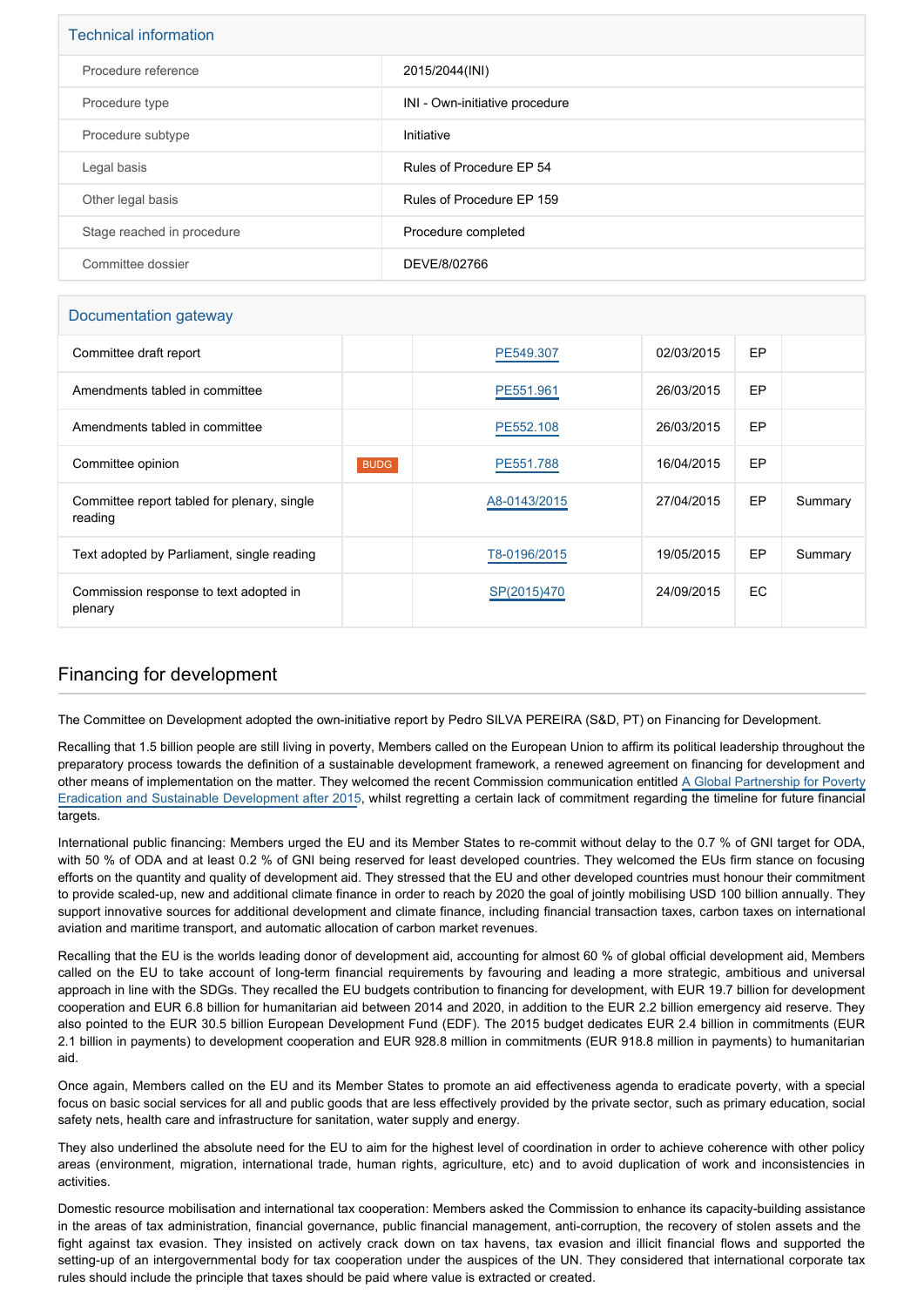## Technical information

| | |
|---|---|
| Procedure reference | 2015/2044(INI) |
| Procedure type | INI - Own-initiative procedure |
| Procedure subtype | Initiative |
| Legal basis | Rules of Procedure EP 54 |
| Other legal basis | Rules of Procedure EP 159 |
| Stage reached in procedure | Procedure completed |
| Committee dossier | DEVE/8/02766 |

## Documentation gateway

| | | | | | |
|---|---|---|---|---|---|
| Committee draft report | | PE549.307 | 02/03/2015 | EP | |
| Amendments tabled in committee | | PE551.961 | 26/03/2015 | EP | |
| Amendments tabled in committee | | PE552.108 | 26/03/2015 | EP | |
| Committee opinion | BUDG | PE551.788 | 16/04/2015 | EP | |
| Committee report tabled for plenary, single reading | | A8-0143/2015 | 27/04/2015 | EP | Summary |
| Text adopted by Parliament, single reading | | T8-0196/2015 | 19/05/2015 | EP | Summary |
| Commission response to text adopted in plenary | | SP(2015)470 | 24/09/2015 | EC | |

## Financing for development

The Committee on Development adopted the own-initiative report by Pedro SILVA PEREIRA (S&D, PT) on Financing for Development.

Recalling that 1.5 billion people are still living in poverty, Members called on the European Union to affirm its political leadership throughout the preparatory process towards the definition of a sustainable development framework, a renewed agreement on financing for development and other means of implementation on the matter. They welcomed the recent Commission communication entitled A Global Partnership for Poverty Eradication and Sustainable Development after 2015, whilst regretting a certain lack of commitment regarding the timeline for future financial targets.

International public financing: Members urged the EU and its Member States to re-commit without delay to the 0.7 % of GNI target for ODA, with 50 % of ODA and at least 0.2 % of GNI being reserved for least developed countries. They welcomed the EUs firm stance on focusing efforts on the quantity and quality of development aid. They stressed that the EU and other developed countries must honour their commitment to provide scaled-up, new and additional climate finance in order to reach by 2020 the goal of jointly mobilising USD 100 billion annually. They support innovative sources for additional development and climate finance, including financial transaction taxes, carbon taxes on international aviation and maritime transport, and automatic allocation of carbon market revenues.

Recalling that the EU is the worlds leading donor of development aid, accounting for almost 60 % of global official development aid, Members called on the EU to take account of long-term financial requirements by favouring and leading a more strategic, ambitious and universal approach in line with the SDGs. They recalled the EU budgets contribution to financing for development, with EUR 19.7 billion for development cooperation and EUR 6.8 billion for humanitarian aid between 2014 and 2020, in addition to the EUR 2.2 billion emergency aid reserve. They also pointed to the EUR 30.5 billion European Development Fund (EDF). The 2015 budget dedicates EUR 2.4 billion in commitments (EUR 2.1 billion in payments) to development cooperation and EUR 928.8 million in commitments (EUR 918.8 million in payments) to humanitarian aid.

Once again, Members called on the EU and its Member States to promote an aid effectiveness agenda to eradicate poverty, with a special focus on basic social services for all and public goods that are less effectively provided by the private sector, such as primary education, social safety nets, health care and infrastructure for sanitation, water supply and energy.

They also underlined the absolute need for the EU to aim for the highest level of coordination in order to achieve coherence with other policy areas (environment, migration, international trade, human rights, agriculture, etc) and to avoid duplication of work and inconsistencies in activities.

Domestic resource mobilisation and international tax cooperation: Members asked the Commission to enhance its capacity-building assistance in the areas of tax administration, financial governance, public financial management, anti-corruption, the recovery of stolen assets and the fight against tax evasion. They insisted on actively crack down on tax havens, tax evasion and illicit financial flows and supported the setting-up of an intergovernmental body for tax cooperation under the auspices of the UN. They considered that international corporate tax rules should include the principle that taxes should be paid where value is extracted or created.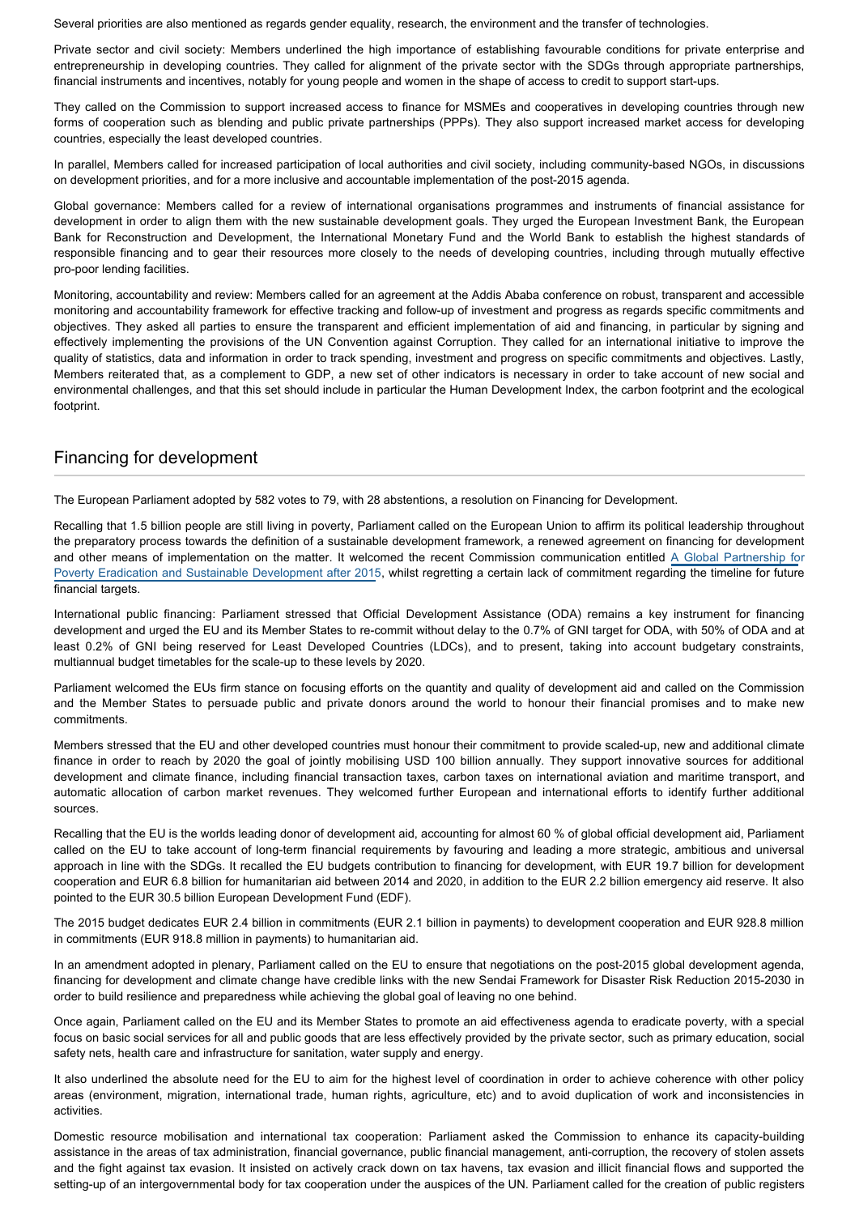Several priorities are also mentioned as regards gender equality, research, the environment and the transfer of technologies.

Private sector and civil society: Members underlined the high importance of establishing favourable conditions for private enterprise and entrepreneurship in developing countries. They called for alignment of the private sector with the SDGs through appropriate partnerships, financial instruments and incentives, notably for young people and women in the shape of access to credit to support start-ups.

They called on the Commission to support increased access to finance for MSMEs and cooperatives in developing countries through new forms of cooperation such as blending and public private partnerships (PPPs). They also support increased market access for developing countries, especially the least developed countries.

In parallel, Members called for increased participation of local authorities and civil society, including community-based NGOs, in discussions on development priorities, and for a more inclusive and accountable implementation of the post-2015 agenda.

Global governance: Members called for a review of international organisations programmes and instruments of financial assistance for development in order to align them with the new sustainable development goals. They urged the European Investment Bank, the European Bank for Reconstruction and Development, the International Monetary Fund and the World Bank to establish the highest standards of responsible financing and to gear their resources more closely to the needs of developing countries, including through mutually effective pro-poor lending facilities.

Monitoring, accountability and review: Members called for an agreement at the Addis Ababa conference on robust, transparent and accessible monitoring and accountability framework for effective tracking and follow-up of investment and progress as regards specific commitments and objectives. They asked all parties to ensure the transparent and efficient implementation of aid and financing, in particular by signing and effectively implementing the provisions of the UN Convention against Corruption. They called for an international initiative to improve the quality of statistics, data and information in order to track spending, investment and progress on specific commitments and objectives. Lastly, Members reiterated that, as a complement to GDP, a new set of other indicators is necessary in order to take account of new social and environmental challenges, and that this set should include in particular the Human Development Index, the carbon footprint and the ecological footprint.

## Financing for development

The European Parliament adopted by 582 votes to 79, with 28 abstentions, a resolution on Financing for Development.

Recalling that 1.5 billion people are still living in poverty, Parliament called on the European Union to affirm its political leadership throughout the preparatory process towards the definition of a sustainable development framework, a renewed agreement on financing for development and other means of implementation on the matter. It welcomed the recent Commission communication entitled A Global Partnership for Poverty Eradication and Sustainable Development after 2015, whilst regretting a certain lack of commitment regarding the timeline for future financial targets.

International public financing: Parliament stressed that Official Development Assistance (ODA) remains a key instrument for financing development and urged the EU and its Member States to re-commit without delay to the 0.7% of GNI target for ODA, with 50% of ODA and at least 0.2% of GNI being reserved for Least Developed Countries (LDCs), and to present, taking into account budgetary constraints, multiannual budget timetables for the scale-up to these levels by 2020.

Parliament welcomed the EUs firm stance on focusing efforts on the quantity and quality of development aid and called on the Commission and the Member States to persuade public and private donors around the world to honour their financial promises and to make new commitments.

Members stressed that the EU and other developed countries must honour their commitment to provide scaled-up, new and additional climate finance in order to reach by 2020 the goal of jointly mobilising USD 100 billion annually. They support innovative sources for additional development and climate finance, including financial transaction taxes, carbon taxes on international aviation and maritime transport, and automatic allocation of carbon market revenues. They welcomed further European and international efforts to identify further additional sources.

Recalling that the EU is the worlds leading donor of development aid, accounting for almost 60 % of global official development aid, Parliament called on the EU to take account of long-term financial requirements by favouring and leading a more strategic, ambitious and universal approach in line with the SDGs. It recalled the EU budgets contribution to financing for development, with EUR 19.7 billion for development cooperation and EUR 6.8 billion for humanitarian aid between 2014 and 2020, in addition to the EUR 2.2 billion emergency aid reserve. It also pointed to the EUR 30.5 billion European Development Fund (EDF).

The 2015 budget dedicates EUR 2.4 billion in commitments (EUR 2.1 billion in payments) to development cooperation and EUR 928.8 million in commitments (EUR 918.8 million in payments) to humanitarian aid.

In an amendment adopted in plenary, Parliament called on the EU to ensure that negotiations on the post-2015 global development agenda, financing for development and climate change have credible links with the new Sendai Framework for Disaster Risk Reduction 2015-2030 in order to build resilience and preparedness while achieving the global goal of leaving no one behind.

Once again, Parliament called on the EU and its Member States to promote an aid effectiveness agenda to eradicate poverty, with a special focus on basic social services for all and public goods that are less effectively provided by the private sector, such as primary education, social safety nets, health care and infrastructure for sanitation, water supply and energy.

It also underlined the absolute need for the EU to aim for the highest level of coordination in order to achieve coherence with other policy areas (environment, migration, international trade, human rights, agriculture, etc) and to avoid duplication of work and inconsistencies in activities.

Domestic resource mobilisation and international tax cooperation: Parliament asked the Commission to enhance its capacity-building assistance in the areas of tax administration, financial governance, public financial management, anti-corruption, the recovery of stolen assets and the fight against tax evasion. It insisted on actively crack down on tax havens, tax evasion and illicit financial flows and supported the setting-up of an intergovernmental body for tax cooperation under the auspices of the UN. Parliament called for the creation of public registers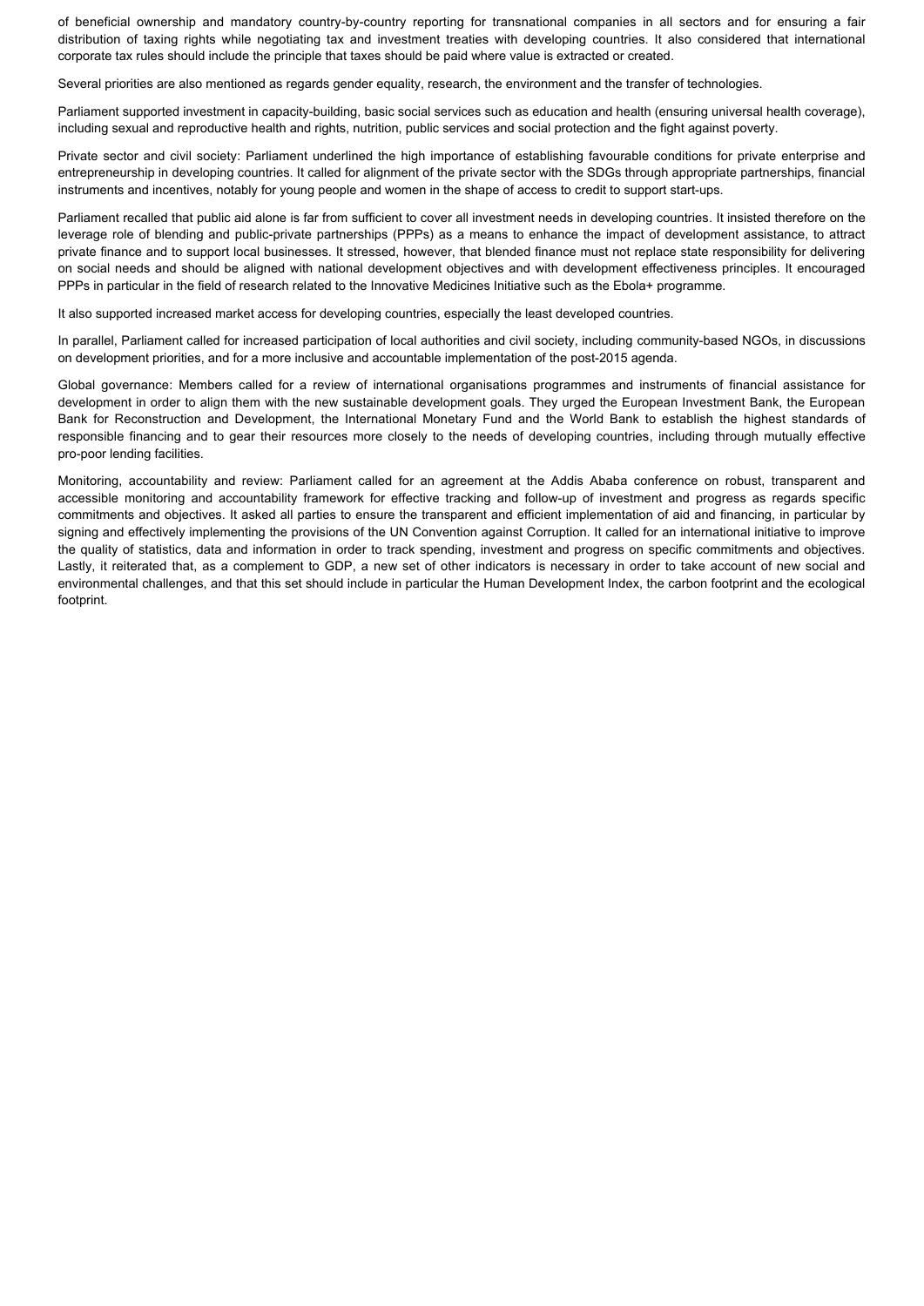of beneficial ownership and mandatory country-by-country reporting for transnational companies in all sectors and for ensuring a fair distribution of taxing rights while negotiating tax and investment treaties with developing countries. It also considered that international corporate tax rules should include the principle that taxes should be paid where value is extracted or created.

Several priorities are also mentioned as regards gender equality, research, the environment and the transfer of technologies.

Parliament supported investment in capacity-building, basic social services such as education and health (ensuring universal health coverage), including sexual and reproductive health and rights, nutrition, public services and social protection and the fight against poverty.

Private sector and civil society: Parliament underlined the high importance of establishing favourable conditions for private enterprise and entrepreneurship in developing countries. It called for alignment of the private sector with the SDGs through appropriate partnerships, financial instruments and incentives, notably for young people and women in the shape of access to credit to support start-ups.

Parliament recalled that public aid alone is far from sufficient to cover all investment needs in developing countries. It insisted therefore on the leverage role of blending and public-private partnerships (PPPs) as a means to enhance the impact of development assistance, to attract private finance and to support local businesses. It stressed, however, that blended finance must not replace state responsibility for delivering on social needs and should be aligned with national development objectives and with development effectiveness principles. It encouraged PPPs in particular in the field of research related to the Innovative Medicines Initiative such as the Ebola+ programme.

It also supported increased market access for developing countries, especially the least developed countries.

In parallel, Parliament called for increased participation of local authorities and civil society, including community-based NGOs, in discussions on development priorities, and for a more inclusive and accountable implementation of the post-2015 agenda.

Global governance: Members called for a review of international organisations programmes and instruments of financial assistance for development in order to align them with the new sustainable development goals. They urged the European Investment Bank, the European Bank for Reconstruction and Development, the International Monetary Fund and the World Bank to establish the highest standards of responsible financing and to gear their resources more closely to the needs of developing countries, including through mutually effective pro-poor lending facilities.

Monitoring, accountability and review: Parliament called for an agreement at the Addis Ababa conference on robust, transparent and accessible monitoring and accountability framework for effective tracking and follow-up of investment and progress as regards specific commitments and objectives. It asked all parties to ensure the transparent and efficient implementation of aid and financing, in particular by signing and effectively implementing the provisions of the UN Convention against Corruption. It called for an international initiative to improve the quality of statistics, data and information in order to track spending, investment and progress on specific commitments and objectives. Lastly, it reiterated that, as a complement to GDP, a new set of other indicators is necessary in order to take account of new social and environmental challenges, and that this set should include in particular the Human Development Index, the carbon footprint and the ecological footprint.